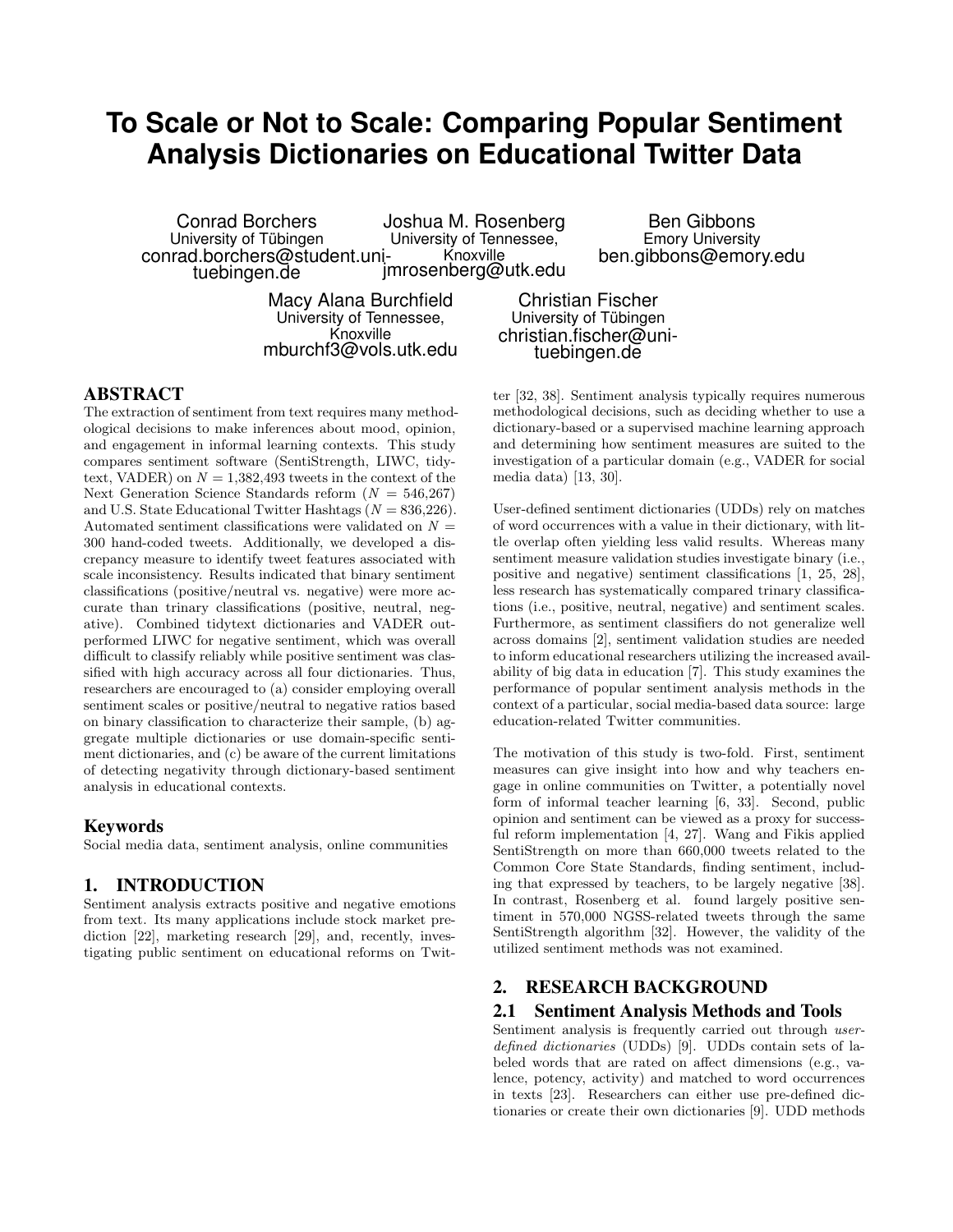# To Scale or Not to Scale: Comparing Popular Sentiment Analysis Dictionaries on Educational Twitter Data

Conrad Borchers
University of Tübingen
conrad.borchers@student.uni-tuebingen.de

Joshua M. Rosenberg
University of Tennessee, Knoxville
jmrosenberg@utk.edu

Ben Gibbons
Emory University
ben.gibbons@emory.edu

Macy Alana Burchfield
University of Tennessee, Knoxville
mburchf3@vols.utk.edu

Christian Fischer
University of Tübingen
christian.fischer@uni-tuebingen.de

## ABSTRACT

The extraction of sentiment from text requires many methodological decisions to make inferences about mood, opinion, and engagement in informal learning contexts. This study compares sentiment software (SentiStrength, LIWC, tidytext, VADER) on $N$ = 1,382,493 tweets in the context of the Next Generation Science Standards reform ($N$ = 546,267) and U.S. State Educational Twitter Hashtags ($N$ = 836,226). Automated sentiment classifications were validated on $N$ = 300 hand-coded tweets. Additionally, we developed a discrepancy measure to identify tweet features associated with scale inconsistency. Results indicated that binary sentiment classifications (positive/neutral vs. negative) were more accurate than trinary classifications (positive, neutral, negative). Combined tidytext dictionaries and VADER outperformed LIWC for negative sentiment, which was overall difficult to classify reliably while positive sentiment was classified with high accuracy across all four dictionaries. Thus, researchers are encouraged to (a) consider employing overall sentiment scales or positive/neutral to negative ratios based on binary classification to characterize their sample, (b) aggregate multiple dictionaries or use domain-specific sentiment dictionaries, and (c) be aware of the current limitations of detecting negativity through dictionary-based sentiment analysis in educational contexts.

### Keywords

Social media data, sentiment analysis, online communities

## 1. INTRODUCTION

Sentiment analysis extracts positive and negative emotions from text. Its many applications include stock market prediction [22], marketing research [29], and, recently, investigating public sentiment on educational reforms on Twitter [32, 38]. Sentiment analysis typically requires numerous methodological decisions, such as deciding whether to use a dictionary-based or a supervised machine learning approach and determining how sentiment measures are suited to the investigation of a particular domain (e.g., VADER for social media data) [13, 30].

User-defined sentiment dictionaries (UDDs) rely on matches of word occurrences with a value in their dictionary, with little overlap often yielding less valid results. Whereas many sentiment measure validation studies investigate binary (i.e., positive and negative) sentiment classifications [1, 25, 28], less research has systematically compared trinary classifications (i.e., positive, neutral, negative) and sentiment scales. Furthermore, as sentiment classifiers do not generalize well across domains [2], sentiment validation studies are needed to inform educational researchers utilizing the increased availability of big data in education [7]. This study examines the performance of popular sentiment analysis methods in the context of a particular, social media-based data source: large education-related Twitter communities.

The motivation of this study is two-fold. First, sentiment measures can give insight into how and why teachers engage in online communities on Twitter, a potentially novel form of informal teacher learning [6, 33]. Second, public opinion and sentiment can be viewed as a proxy for successful reform implementation [4, 27]. Wang and Fikis applied SentiStrength on more than 660,000 tweets related to the Common Core State Standards, finding sentiment, including that expressed by teachers, to be largely negative [38]. In contrast, Rosenberg et al. found largely positive sentiment in 570,000 NGSS-related tweets through the same SentiStrength algorithm [32]. However, the validity of the utilized sentiment methods was not examined.

## 2. RESEARCH BACKGROUND

### 2.1 Sentiment Analysis Methods and Tools

Sentiment analysis is frequently carried out through *user-defined dictionaries* (UDDs) [9]. UDDs contain sets of labeled words that are rated on affect dimensions (e.g., valence, potency, activity) and matched to word occurrences in texts [23]. Researchers can either use pre-defined dictionaries or create their own dictionaries [9]. UDD methods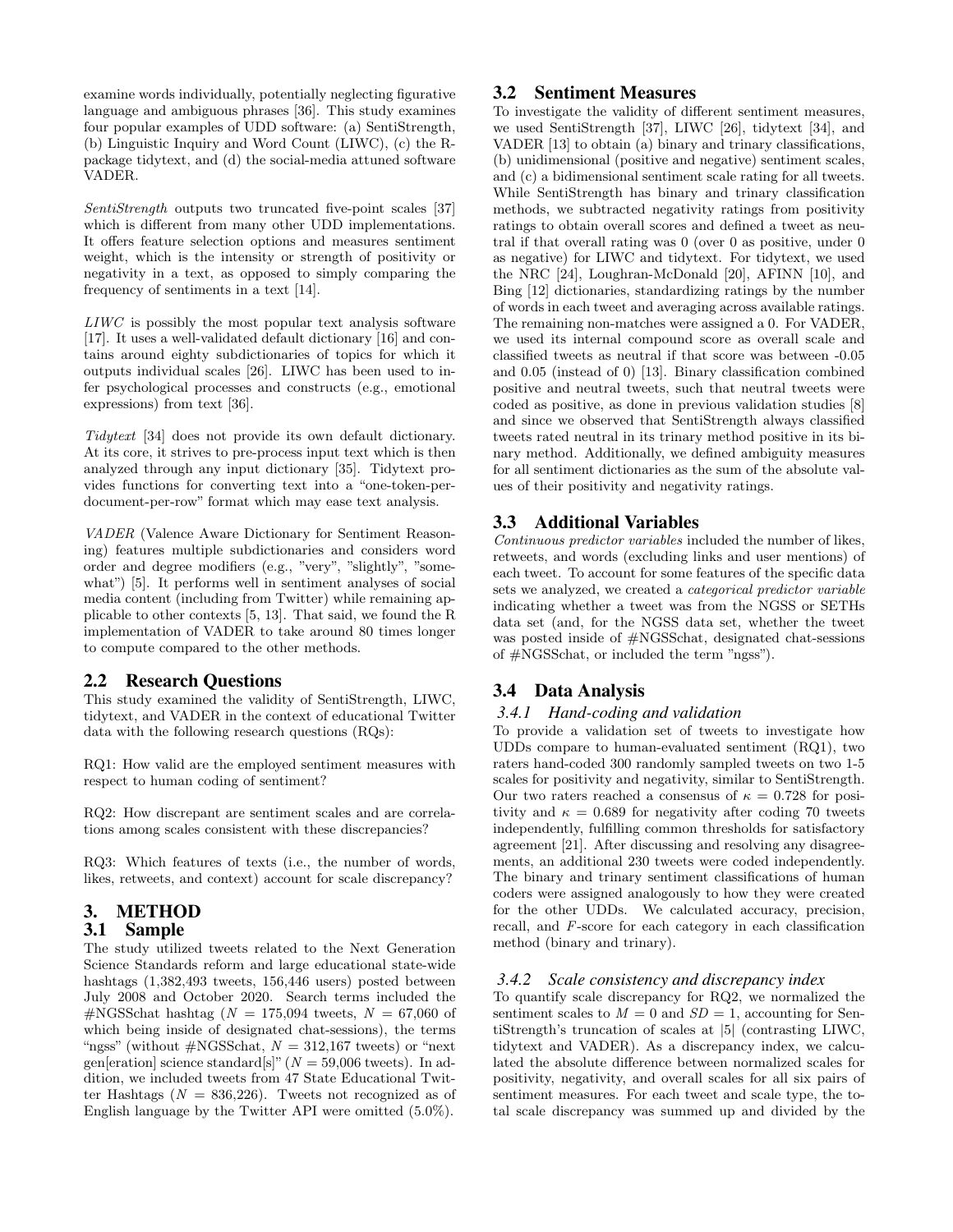examine words individually, potentially neglecting figurative language and ambiguous phrases [36]. This study examines four popular examples of UDD software: (a) SentiStrength, (b) Linguistic Inquiry and Word Count (LIWC), (c) the R-package tidytext, and (d) the social-media attuned software VADER.

*SentiStrength* outputs two truncated five-point scales [37] which is different from many other UDD implementations. It offers feature selection options and measures sentiment weight, which is the intensity or strength of positivity or negativity in a text, as opposed to simply comparing the frequency of sentiments in a text [14].

*LIWC* is possibly the most popular text analysis software [17]. It uses a well-validated default dictionary [16] and contains around eighty subdictionaries of topics for which it outputs individual scales [26]. LIWC has been used to infer psychological processes and constructs (e.g., emotional expressions) from text [36].

*Tidytext* [34] does not provide its own default dictionary. At its core, it strives to pre-process input text which is then analyzed through any input dictionary [35]. Tidytext provides functions for converting text into a "one-token-per-document-per-row" format which may ease text analysis.

*VADER* (Valence Aware Dictionary for Sentiment Reasoning) features multiple subdictionaries and considers word order and degree modifiers (e.g., "very", "slightly", "somewhat") [5]. It performs well in sentiment analyses of social media content (including from Twitter) while remaining applicable to other contexts [5, 13]. That said, we found the R implementation of VADER to take around 80 times longer to compute compared to the other methods.

## 2.2 Research Questions

This study examined the validity of SentiStrength, LIWC, tidytext, and VADER in the context of educational Twitter data with the following research questions (RQs):

RQ1: How valid are the employed sentiment measures with respect to human coding of sentiment?

RQ2: How discrepant are sentiment scales and are correlations among scales consistent with these discrepancies?

RQ3: Which features of texts (i.e., the number of words, likes, retweets, and context) account for scale discrepancy?

# 3. METHOD

## 3.1 Sample

The study utilized tweets related to the Next Generation Science Standards reform and large educational state-wide hashtags (1,382,493 tweets, 156,446 users) posted between July 2008 and October 2020. Search terms included the #NGSSchat hashtag ($N$ = 175,094 tweets, $N$ = 67,060 of which being inside of designated chat-sessions), the terms "ngss" (without #NGSSchat, $N$ = 312,167 tweets) or "next gen[eration] science standard[s]" ($N$ = 59,006 tweets). In addition, we included tweets from 47 State Educational Twitter Hashtags ($N$ = 836,226). Tweets not recognized as of English language by the Twitter API were omitted (5.0%).

## 3.2 Sentiment Measures

To investigate the validity of different sentiment measures, we used SentiStrength [37], LIWC [26], tidytext [34], and VADER [13] to obtain (a) binary and trinary classifications, (b) unidimensional (positive and negative) sentiment scales, and (c) a bidimensional sentiment scale rating for all tweets. While SentiStrength has binary and trinary classification methods, we subtracted negativity ratings from positivity ratings to obtain overall scores and defined a tweet as neutral if that overall rating was 0 (over 0 as positive, under 0 as negative) for LIWC and tidytext. For tidytext, we used the NRC [24], Loughran-McDonald [20], AFINN [10], and Bing [12] dictionaries, standardizing ratings by the number of words in each tweet and averaging across available ratings. The remaining non-matches were assigned a 0. For VADER, we used its internal compound score as overall scale and classified tweets as neutral if that score was between -0.05 and 0.05 (instead of 0) [13]. Binary classification combined positive and neutral tweets, such that neutral tweets were coded as positive, as done in previous validation studies [8] and since we observed that SentiStrength always classified tweets rated neutral in its trinary method positive in its binary method. Additionally, we defined ambiguity measures for all sentiment dictionaries as the sum of the absolute values of their positivity and negativity ratings.

## 3.3 Additional Variables

*Continuous predictor variables* included the number of likes, retweets, and words (excluding links and user mentions) of each tweet. To account for some features of the specific data sets we analyzed, we created a *categorical predictor variable* indicating whether a tweet was from the NGSS or SETHs data set (and, for the NGSS data set, whether the tweet was posted inside of #NGSSchat, designated chat-sessions of #NGSSchat, or included the term "ngss").

## 3.4 Data Analysis

### 3.4.1 Hand-coding and validation

To provide a validation set of tweets to investigate how UDDs compare to human-evaluated sentiment (RQ1), two raters hand-coded 300 randomly sampled tweets on two 1-5 scales for positivity and negativity, similar to SentiStrength. Our two raters reached a consensus of $\kappa = 0.728$ for positivity and $\kappa = 0.689$ for negativity after coding 70 tweets independently, fulfilling common thresholds for satisfactory agreement [21]. After discussing and resolving any disagreements, an additional 230 tweets were coded independently. The binary and trinary sentiment classifications of human coders were assigned analogously to how they were created for the other UDDs. We calculated accuracy, precision, recall, and $F$-score for each category in each classification method (binary and trinary).

### 3.4.2 Scale consistency and discrepancy index

To quantify scale discrepancy for RQ2, we normalized the sentiment scales to $M = 0$ and $SD = 1$, accounting for SentiStrength's truncation of scales at $|5|$ (contrasting LIWC, tidytext and VADER). As a discrepancy index, we calculated the absolute difference between normalized scales for positivity, negativity, and overall scales for all six pairs of sentiment measures. For each tweet and scale type, the total scale discrepancy was summed up and divided by the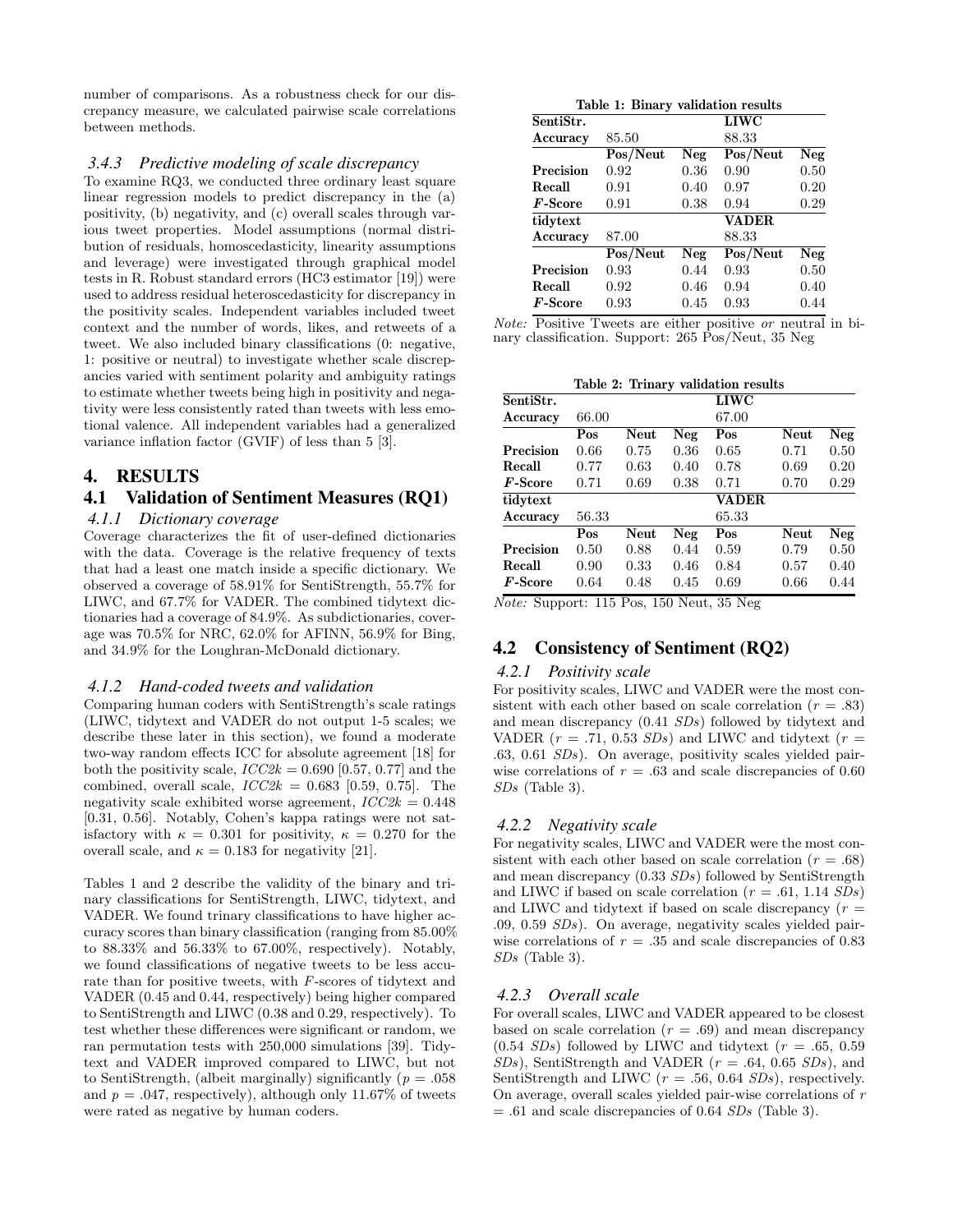number of comparisons. As a robustness check for our discrepancy measure, we calculated pairwise scale correlations between methods.

#### 3.4.3 Predictive modeling of scale discrepancy

To examine RQ3, we conducted three ordinary least square linear regression models to predict discrepancy in the (a) positivity, (b) negativity, and (c) overall scales through various tweet properties. Model assumptions (normal distribution of residuals, homoscedasticity, linearity assumptions and leverage) were investigated through graphical model tests in R. Robust standard errors (HC3 estimator [19]) were used to address residual heteroscedasticity for discrepancy in the positivity scales. Independent variables included tweet context and the number of words, likes, and retweets of a tweet. We also included binary classifications (0: negative, 1: positive or neutral) to investigate whether scale discrepancies varied with sentiment polarity and ambiguity ratings to estimate whether tweets being high in positivity and negativity were less consistently rated than tweets with less emotional valence. All independent variables had a generalized variance inflation factor (GVIF) of less than 5 [3].

## 4. RESULTS

### 4.1 Validation of Sentiment Measures (RQ1)

#### 4.1.1 Dictionary coverage

Coverage characterizes the fit of user-defined dictionaries with the data. Coverage is the relative frequency of texts that had a least one match inside a specific dictionary. We observed a coverage of 58.91% for SentiStrength, 55.7% for LIWC, and 67.7% for VADER. The combined tidytext dictionaries had a coverage of 84.9%. As subdictionaries, coverage was 70.5% for NRC, 62.0% for AFINN, 56.9% for Bing, and 34.9% for the Loughran-McDonald dictionary.

#### 4.1.2 Hand-coded tweets and validation

Comparing human coders with SentiStrength's scale ratings (LIWC, tidytext and VADER do not output 1-5 scales; we describe these later in this section), we found a moderate two-way random effects ICC for absolute agreement [18] for both the positivity scale, $ICC2k = 0.690$ [0.57, 0.77] and the combined, overall scale, $ICC2k = 0.683$ [0.59, 0.75]. The negativity scale exhibited worse agreement, $ICC2k = 0.448$ [0.31, 0.56]. Notably, Cohen's kappa ratings were not satisfactory with $\kappa = 0.301$ for positivity, $\kappa = 0.270$ for the overall scale, and $\kappa = 0.183$ for negativity [21].

Tables 1 and 2 describe the validity of the binary and trinary classifications for SentiStrength, LIWC, tidytext, and VADER. We found trinary classifications to have higher accuracy scores than binary classification (ranging from 85.00% to 88.33% and 56.33% to 67.00%, respectively). Notably, we found classifications of negative tweets to be less accurate than for positive tweets, with $F$-scores of tidytext and VADER (0.45 and 0.44, respectively) being higher compared to SentiStrength and LIWC (0.38 and 0.29, respectively). To test whether these differences were significant or random, we ran permutation tests with 250,000 simulations [39]. Tidytext and VADER improved compared to LIWC, but not to SentiStrength, (albeit marginally) significantly ($p = .058$ and $p = .047$, respectively), although only 11.67% of tweets were rated as negative by human coders.

**Table 1: Binary validation results**

| **SentiStr.** | | | **LIWC** | |
|---|---|---|---|---|
| **Accuracy** | 85.50 | | 88.33 | |
| | **Pos/Neut** | **Neg** | **Pos/Neut** | **Neg** |
| **Precision** | 0.92 | 0.36 | 0.90 | 0.50 |
| **Recall** | 0.91 | 0.40 | 0.97 | 0.20 |
| ***F*-Score** | 0.91 | 0.38 | 0.94 | 0.29 |
| **tidytext** | | | **VADER** | |
| **Accuracy** | 87.00 | | 88.33 | |
| | **Pos/Neut** | **Neg** | **Pos/Neut** | **Neg** |
| **Precision** | 0.93 | 0.44 | 0.93 | 0.50 |
| **Recall** | 0.92 | 0.46 | 0.94 | 0.40 |
| ***F*-Score** | 0.93 | 0.45 | 0.93 | 0.44 |

*Note:* Positive Tweets are either positive *or* neutral in binary classification. Support: 265 Pos/Neut, 35 Neg

**Table 2: Trinary validation results**

| **SentiStr.** | | | | **LIWC** | | |
|---|---|---|---|---|---|---|
| **Accuracy** | 66.00 | | | 67.00 | | |
| | **Pos** | **Neut** | **Neg** | **Pos** | **Neut** | **Neg** |
| **Precision** | 0.66 | 0.75 | 0.36 | 0.65 | 0.71 | 0.50 |
| **Recall** | 0.77 | 0.63 | 0.40 | 0.78 | 0.69 | 0.20 |
| ***F*-Score** | 0.71 | 0.69 | 0.38 | 0.71 | 0.70 | 0.29 |
| **tidytext** | | | | **VADER** | | |
| **Accuracy** | 56.33 | | | 65.33 | | |
| | **Pos** | **Neut** | **Neg** | **Pos** | **Neut** | **Neg** |
| **Precision** | 0.50 | 0.88 | 0.44 | 0.59 | 0.79 | 0.50 |
| **Recall** | 0.90 | 0.33 | 0.46 | 0.84 | 0.57 | 0.40 |
| ***F*-Score** | 0.64 | 0.48 | 0.45 | 0.69 | 0.66 | 0.44 |

*Note:* Support: 115 Pos, 150 Neut, 35 Neg

### 4.2 Consistency of Sentiment (RQ2)

#### 4.2.1 Positivity scale

For positivity scales, LIWC and VADER were the most consistent with each other based on scale correlation ($r = .83$) and mean discrepancy (0.41 *SDs*) followed by tidytext and VADER ($r = .71$, 0.53 *SDs*) and LIWC and tidytext ($r = .63$, 0.61 *SDs*). On average, positivity scales yielded pairwise correlations of $r = .63$ and scale discrepancies of 0.60 *SDs* (Table 3).

#### 4.2.2 Negativity scale

For negativity scales, LIWC and VADER were the most consistent with each other based on scale correlation ($r = .68$) and mean discrepancy (0.33 *SDs*) followed by SentiStrength and LIWC if based on scale correlation ($r = .61$, 1.14 *SDs*) and LIWC and tidytext if based on scale discrepancy ($r = .09$, 0.59 *SDs*). On average, negativity scales yielded pairwise correlations of $r = .35$ and scale discrepancies of 0.83 *SDs* (Table 3).

#### 4.2.3 Overall scale

For overall scales, LIWC and VADER appeared to be closest based on scale correlation ($r = .69$) and mean discrepancy (0.54 *SDs*) followed by LIWC and tidytext ($r = .65$, 0.59 *SDs*), SentiStrength and VADER ($r = .64$, 0.65 *SDs*), and SentiStrength and LIWC ($r = .56$, 0.64 *SDs*), respectively. On average, overall scales yielded pair-wise correlations of $r = .61$ and scale discrepancies of 0.64 *SDs* (Table 3).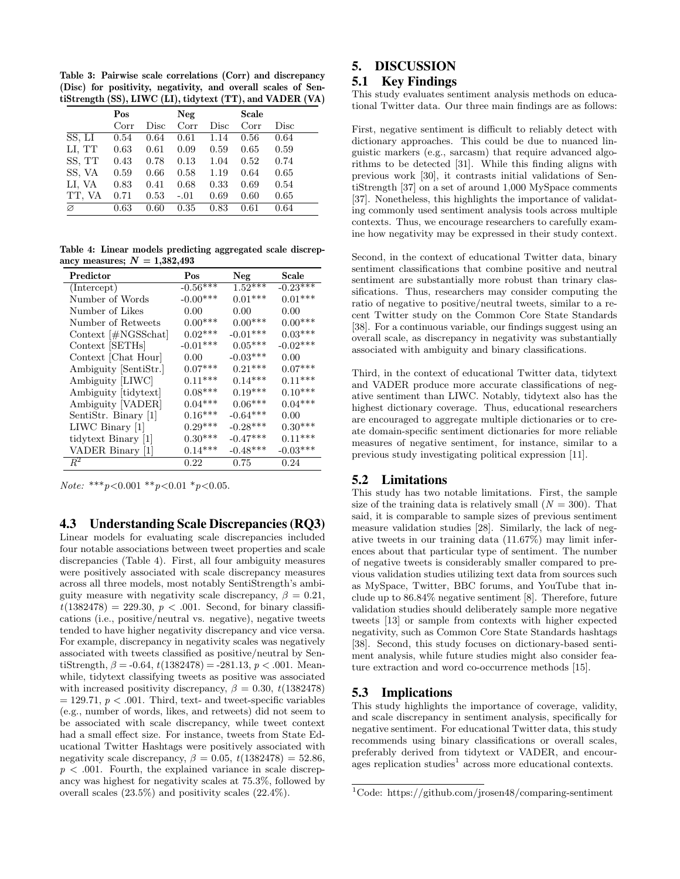**Table 3: Pairwise scale correlations (Corr) and discrepancy (Disc) for positivity, negativity, and overall scales of SentiStrength (SS), LIWC (LI), tidytext (TT), and VADER (VA)**

| | Pos | | Neg | | Scale | |
|---|---|---|---|---|---|---|
| | Corr | Disc | Corr | Disc | Corr | Disc |
| SS, LI | 0.54 | 0.64 | 0.61 | 1.14 | 0.56 | 0.64 |
| LI, TT | 0.63 | 0.61 | 0.09 | 0.59 | 0.65 | 0.59 |
| SS, TT | 0.43 | 0.78 | 0.13 | 1.04 | 0.52 | 0.74 |
| SS, VA | 0.59 | 0.66 | 0.58 | 1.19 | 0.64 | 0.65 |
| LI, VA | 0.83 | 0.41 | 0.68 | 0.33 | 0.69 | 0.54 |
| TT, VA | 0.71 | 0.53 | -.01 | 0.69 | 0.60 | 0.65 |
| ∅ | 0.63 | 0.60 | 0.35 | 0.83 | 0.61 | 0.64 |

**Table 4: Linear models predicting aggregated scale discrepancy measures; $N$ = 1,382,493**

| Predictor | Pos | Neg | Scale |
|---|---|---|---|
| (Intercept) | -0.56*** | 1.52*** | -0.23*** |
| Number of Words | -0.00*** | 0.01*** | 0.01*** |
| Number of Likes | 0.00 | 0.00 | 0.00 |
| Number of Retweets | 0.00*** | 0.00*** | 0.00*** |
| Context [#NGSSchat] | 0.02*** | -0.01*** | 0.03*** |
| Context [SETHs] | -0.01*** | 0.05*** | -0.02*** |
| Context [Chat Hour] | 0.00 | -0.03*** | 0.00 |
| Ambiguity [SentiStr.] | 0.07*** | 0.21*** | 0.07*** |
| Ambiguity [LIWC] | 0.11*** | 0.14*** | 0.11*** |
| Ambiguity [tidytext] | 0.08*** | 0.19*** | 0.10*** |
| Ambiguity [VADER] | 0.04*** | 0.06*** | 0.04*** |
| SentiStr. Binary [1] | 0.16*** | -0.64*** | 0.00 |
| LIWC Binary [1] | 0.29*** | -0.28*** | 0.30*** |
| tidytext Binary [1] | 0.30*** | -0.47*** | 0.11*** |
| VADER Binary [1] | 0.14*** | -0.48*** | -0.03*** |
| $R^2$ | 0.22 | 0.75 | 0.24 |

*Note:* ***$p$<0.001 **$p$<0.01 *$p$<0.05.

## 4.3 Understanding Scale Discrepancies (RQ3)

Linear models for evaluating scale discrepancies included four notable associations between tweet properties and scale discrepancies (Table 4). First, all four ambiguity measures were positively associated with scale discrepancy measures across all three models, most notably SentiStrength's ambiguity measure with negativity scale discrepancy, $\beta$ = 0.21, $t(1382478)$ = 229.30, $p$ < .001. Second, for binary classifications (i.e., positive/neutral vs. negative), negative tweets tended to have higher negativity discrepancy and vice versa. For example, discrepancy in negativity scales was negatively associated with tweets classified as positive/neutral by SentiStrength, $\beta$ = -0.64, $t(1382478)$ = -281.13, $p$ < .001. Meanwhile, tidytext classifying tweets as positive was associated with increased positivity discrepancy, $\beta$ = 0.30, $t(1382478)$ = 129.71, $p$ < .001. Third, text- and tweet-specific variables (e.g., number of words, likes, and retweets) did not seem to be associated with scale discrepancy, while tweet context had a small effect size. For instance, tweets from State Educational Twitter Hashtags were positively associated with negativity scale discrepancy, $\beta$ = 0.05, $t(1382478)$ = 52.86, $p$ < .001. Fourth, the explained variance in scale discrepancy was highest for negativity scales at 75.3%, followed by overall scales (23.5%) and positivity scales (22.4%).

# 5. DISCUSSION

## 5.1 Key Findings

This study evaluates sentiment analysis methods on educational Twitter data. Our three main findings are as follows:

First, negative sentiment is difficult to reliably detect with dictionary approaches. This could be due to nuanced linguistic markers (e.g., sarcasm) that require advanced algorithms to be detected [31]. While this finding aligns with previous work [30], it contrasts initial validations of SentiStrength [37] on a set of around 1,000 MySpace comments [37]. Nonetheless, this highlights the importance of validating commonly used sentiment analysis tools across multiple contexts. Thus, we encourage researchers to carefully examine how negativity may be expressed in their study context.

Second, in the context of educational Twitter data, binary sentiment classifications that combine positive and neutral sentiment are substantially more robust than trinary classifications. Thus, researchers may consider computing the ratio of negative to positive/neutral tweets, similar to a recent Twitter study on the Common Core State Standards [38]. For a continuous variable, our findings suggest using an overall scale, as discrepancy in negativity was substantially associated with ambiguity and binary classifications.

Third, in the context of educational Twitter data, tidytext and VADER produce more accurate classifications of negative sentiment than LIWC. Notably, tidytext also has the highest dictionary coverage. Thus, educational researchers are encouraged to aggregate multiple dictionaries or to create domain-specific sentiment dictionaries for more reliable measures of negative sentiment, for instance, similar to a previous study investigating political expression [11].

## 5.2 Limitations

This study has two notable limitations. First, the sample size of the training data is relatively small ($N$ = 300). That said, it is comparable to sample sizes of previous sentiment measure validation studies [28]. Similarly, the lack of negative tweets in our training data (11.67%) may limit inferences about that particular type of sentiment. The number of negative tweets is considerably smaller compared to previous validation studies utilizing text data from sources such as MySpace, Twitter, BBC forums, and YouTube that include up to 86.84% negative sentiment [8]. Therefore, future validation studies should deliberately sample more negative tweets [13] or sample from contexts with higher expected negativity, such as Common Core State Standards hashtags [38]. Second, this study focuses on dictionary-based sentiment analysis, while future studies might also consider feature extraction and word co-occurrence methods [15].

## 5.3 Implications

This study highlights the importance of coverage, validity, and scale discrepancy in sentiment analysis, specifically for negative sentiment. For educational Twitter data, this study recommends using binary classifications or overall scales, preferably derived from tidytext or VADER, and encourages replication studies[1] across more educational contexts.

[1] Code: https://github.com/jrosen48/comparing-sentiment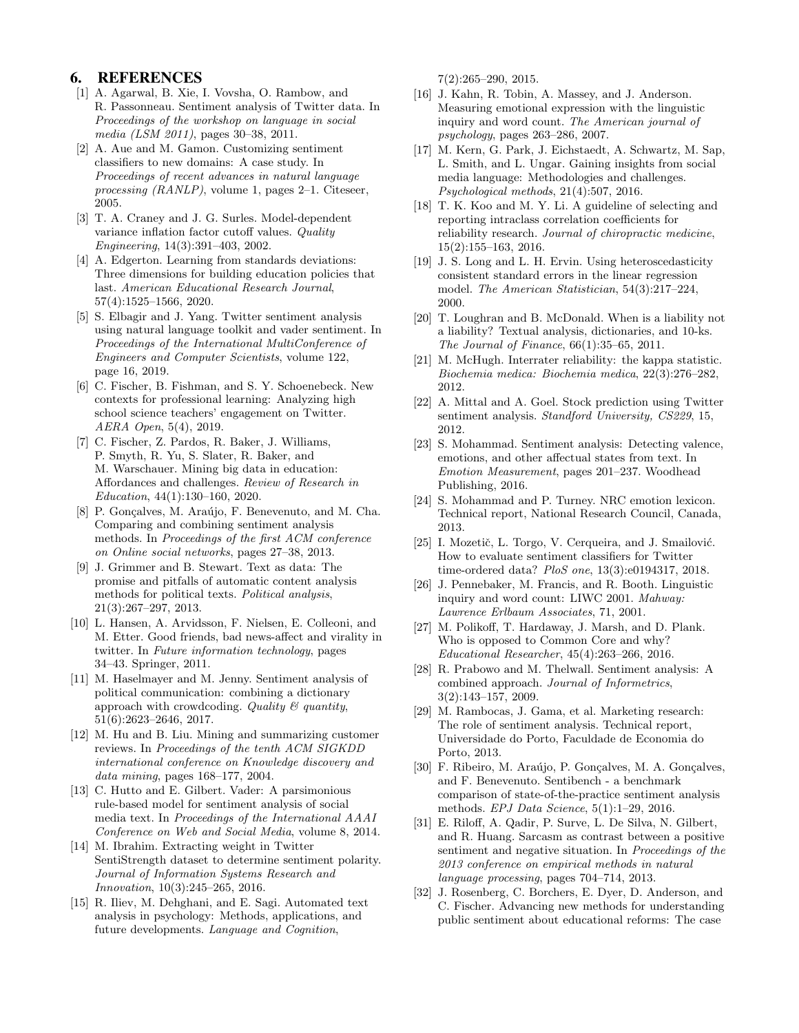## 6. REFERENCES

[1] A. Agarwal, B. Xie, I. Vovsha, O. Rambow, and R. Passonneau. Sentiment analysis of Twitter data. In *Proceedings of the workshop on language in social media (LSM 2011)*, pages 30–38, 2011.

[2] A. Aue and M. Gamon. Customizing sentiment classifiers to new domains: A case study. In *Proceedings of recent advances in natural language processing (RANLP)*, volume 1, pages 2–1. Citeseer, 2005.

[3] T. A. Craney and J. G. Surles. Model-dependent variance inflation factor cutoff values. *Quality Engineering*, 14(3):391–403, 2002.

[4] A. Edgerton. Learning from standards deviations: Three dimensions for building education policies that last. *American Educational Research Journal*, 57(4):1525–1566, 2020.

[5] S. Elbagir and J. Yang. Twitter sentiment analysis using natural language toolkit and vader sentiment. In *Proceedings of the International MultiConference of Engineers and Computer Scientists*, volume 122, page 16, 2019.

[6] C. Fischer, B. Fishman, and S. Y. Schoenebeck. New contexts for professional learning: Analyzing high school science teachers' engagement on Twitter. *AERA Open*, 5(4), 2019.

[7] C. Fischer, Z. Pardos, R. Baker, J. Williams, P. Smyth, R. Yu, S. Slater, R. Baker, and M. Warschauer. Mining big data in education: Affordances and challenges. *Review of Research in Education*, 44(1):130–160, 2020.

[8] P. Gonçalves, M. Araújo, F. Benevenuto, and M. Cha. Comparing and combining sentiment analysis methods. In *Proceedings of the first ACM conference on Online social networks*, pages 27–38, 2013.

[9] J. Grimmer and B. Stewart. Text as data: The promise and pitfalls of automatic content analysis methods for political texts. *Political analysis*, 21(3):267–297, 2013.

[10] L. Hansen, A. Arvidsson, F. Nielsen, E. Colleoni, and M. Etter. Good friends, bad news-affect and virality in twitter. In *Future information technology*, pages 34–43. Springer, 2011.

[11] M. Haselmayer and M. Jenny. Sentiment analysis of political communication: combining a dictionary approach with crowdcoding. *Quality & quantity*, 51(6):2623–2646, 2017.

[12] M. Hu and B. Liu. Mining and summarizing customer reviews. In *Proceedings of the tenth ACM SIGKDD international conference on Knowledge discovery and data mining*, pages 168–177, 2004.

[13] C. Hutto and E. Gilbert. Vader: A parsimonious rule-based model for sentiment analysis of social media text. In *Proceedings of the International AAAI Conference on Web and Social Media*, volume 8, 2014.

[14] M. Ibrahim. Extracting weight in Twitter SentiStrength dataset to determine sentiment polarity. *Journal of Information Systems Research and Innovation*, 10(3):245–265, 2016.

[15] R. Iliev, M. Dehghani, and E. Sagi. Automated text analysis in psychology: Methods, applications, and future developments. *Language and Cognition*, 7(2):265–290, 2015.

[16] J. Kahn, R. Tobin, A. Massey, and J. Anderson. Measuring emotional expression with the linguistic inquiry and word count. *The American journal of psychology*, pages 263–286, 2007.

[17] M. Kern, G. Park, J. Eichstaedt, A. Schwartz, M. Sap, L. Smith, and L. Ungar. Gaining insights from social media language: Methodologies and challenges. *Psychological methods*, 21(4):507, 2016.

[18] T. K. Koo and M. Y. Li. A guideline of selecting and reporting intraclass correlation coefficients for reliability research. *Journal of chiropractic medicine*, 15(2):155–163, 2016.

[19] J. S. Long and L. H. Ervin. Using heteroscedasticity consistent standard errors in the linear regression model. *The American Statistician*, 54(3):217–224, 2000.

[20] T. Loughran and B. McDonald. When is a liability not a liability? Textual analysis, dictionaries, and 10-ks. *The Journal of Finance*, 66(1):35–65, 2011.

[21] M. McHugh. Interrater reliability: the kappa statistic. *Biochemia medica: Biochemia medica*, 22(3):276–282, 2012.

[22] A. Mittal and A. Goel. Stock prediction using Twitter sentiment analysis. *Standford University, CS229*, 15, 2012.

[23] S. Mohammad. Sentiment analysis: Detecting valence, emotions, and other affectual states from text. In *Emotion Measurement*, pages 201–237. Woodhead Publishing, 2016.

[24] S. Mohammad and P. Turney. NRC emotion lexicon. Technical report, National Research Council, Canada, 2013.

[25] I. Mozetič, L. Torgo, V. Cerqueira, and J. Smailović. How to evaluate sentiment classifiers for Twitter time-ordered data? *PloS one*, 13(3):e0194317, 2018.

[26] J. Pennebaker, M. Francis, and R. Booth. Linguistic inquiry and word count: LIWC 2001. *Mahway: Lawrence Erlbaum Associates*, 71, 2001.

[27] M. Polikoff, T. Hardaway, J. Marsh, and D. Plank. Who is opposed to Common Core and why? *Educational Researcher*, 45(4):263–266, 2016.

[28] R. Prabowo and M. Thelwall. Sentiment analysis: A combined approach. *Journal of Informetrics*, 3(2):143–157, 2009.

[29] M. Rambocas, J. Gama, et al. Marketing research: The role of sentiment analysis. Technical report, Universidade do Porto, Faculdade de Economia do Porto, 2013.

[30] F. Ribeiro, M. Araújo, P. Gonçalves, M. A. Gonçalves, and F. Benevenuto. Sentibench - a benchmark comparison of state-of-the-practice sentiment analysis methods. *EPJ Data Science*, 5(1):1–29, 2016.

[31] E. Riloff, A. Qadir, P. Surve, L. De Silva, N. Gilbert, and R. Huang. Sarcasm as contrast between a positive sentiment and negative situation. In *Proceedings of the 2013 conference on empirical methods in natural language processing*, pages 704–714, 2013.

[32] J. Rosenberg, C. Borchers, E. Dyer, D. Anderson, and C. Fischer. Advancing new methods for understanding public sentiment about educational reforms: The case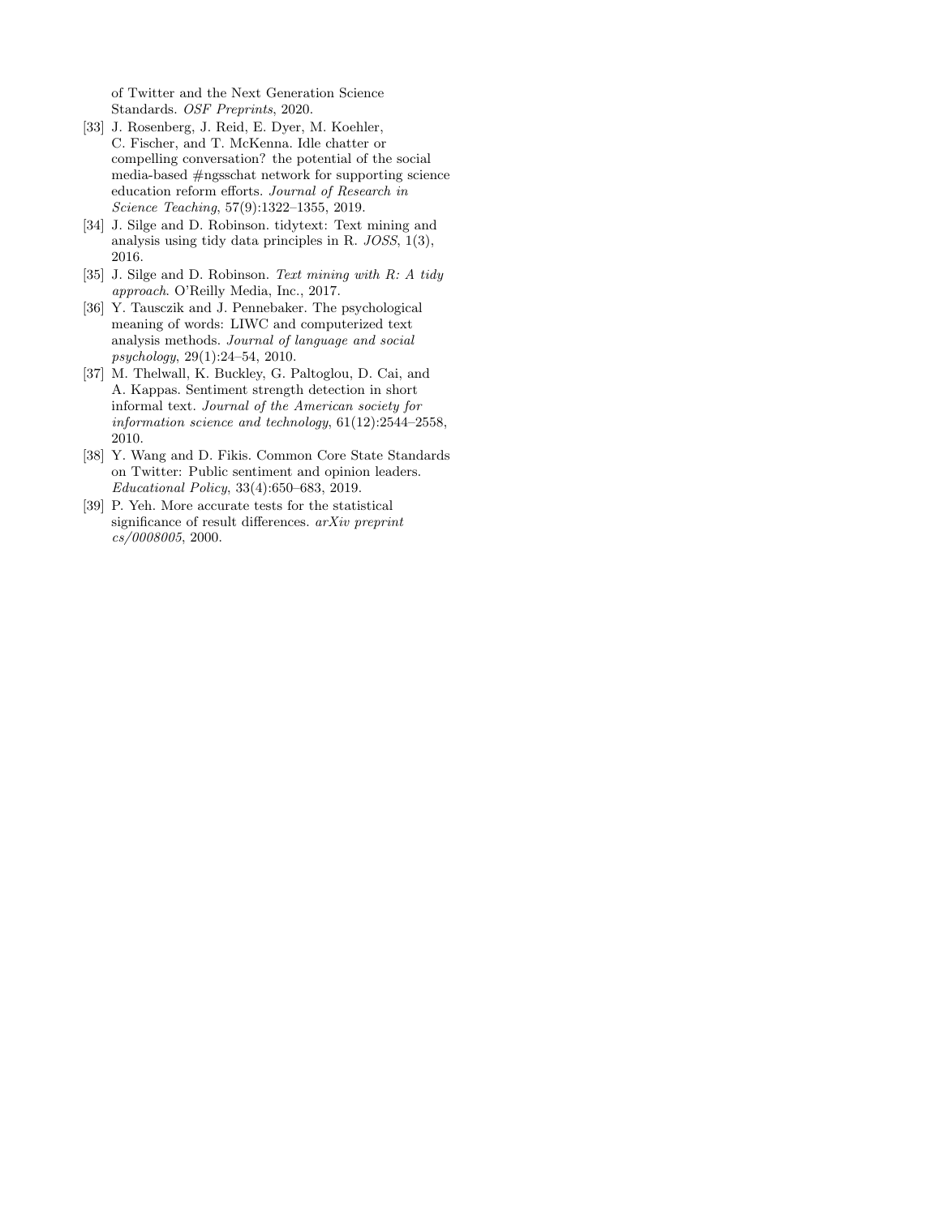of Twitter and the Next Generation Science Standards. *OSF Preprints*, 2020.

[33] J. Rosenberg, J. Reid, E. Dyer, M. Koehler, C. Fischer, and T. McKenna. Idle chatter or compelling conversation? the potential of the social media-based #ngsschat network for supporting science education reform efforts. *Journal of Research in Science Teaching*, 57(9):1322–1355, 2019.

[34] J. Silge and D. Robinson. tidytext: Text mining and analysis using tidy data principles in R. *JOSS*, 1(3), 2016.

[35] J. Silge and D. Robinson. *Text mining with R: A tidy approach*. O'Reilly Media, Inc., 2017.

[36] Y. Tausczik and J. Pennebaker. The psychological meaning of words: LIWC and computerized text analysis methods. *Journal of language and social psychology*, 29(1):24–54, 2010.

[37] M. Thelwall, K. Buckley, G. Paltoglou, D. Cai, and A. Kappas. Sentiment strength detection in short informal text. *Journal of the American society for information science and technology*, 61(12):2544–2558, 2010.

[38] Y. Wang and D. Fikis. Common Core State Standards on Twitter: Public sentiment and opinion leaders. *Educational Policy*, 33(4):650–683, 2019.

[39] P. Yeh. More accurate tests for the statistical significance of result differences. *arXiv preprint cs/0008005*, 2000.